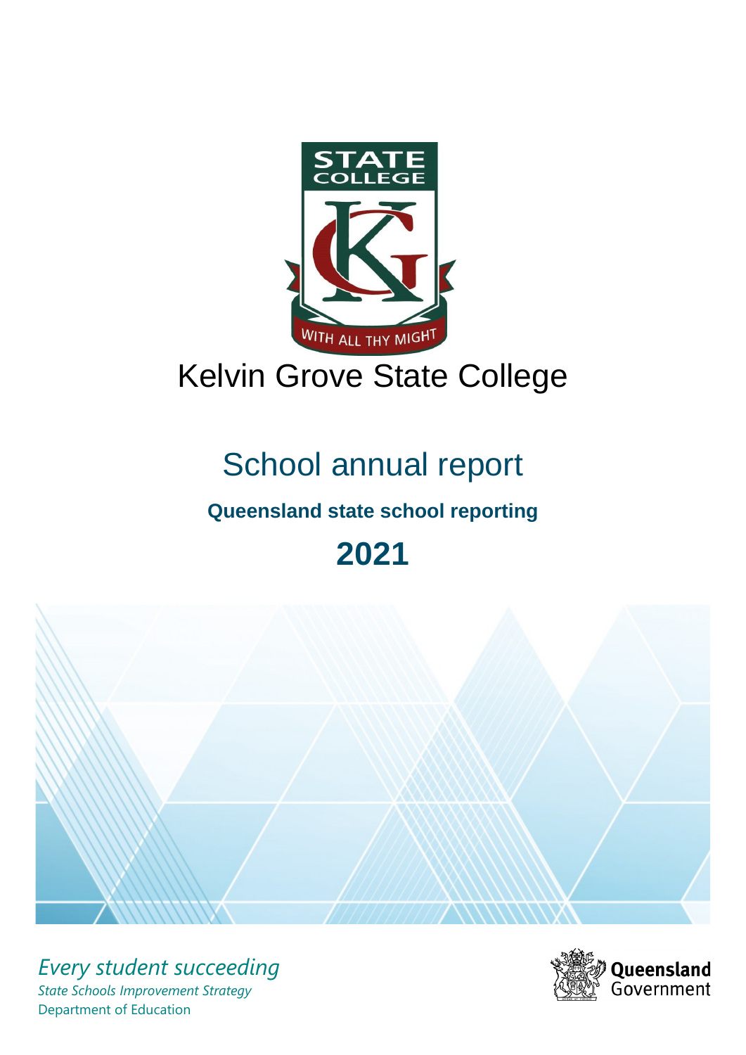# Kelvin Grove State College

## School annual report

### Queensland state school reporting

## 2021

*Every student succeeding*

*State Schools Improvement Strategy*

Department of Education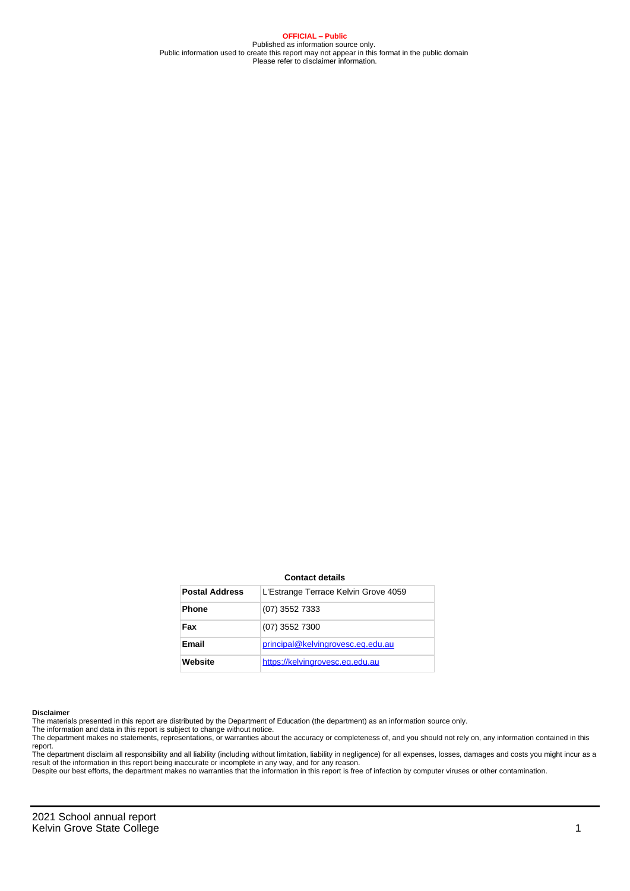**OFFICIAL – Public**
Published as information source only.
Public information used to create this report may not appear in this format in the public domain
Please refer to disclaimer information.

**Contact details**

| | |
|---|---|
| **Postal Address** | L'Estrange Terrace Kelvin Grove 4059 |
| **Phone** | (07) 3552 7333 |
| **Fax** | (07) 3552 7300 |
| **Email** | principal@kelvingrovesc.eq.edu.au |
| **Website** | https://kelvingrovesc.eq.edu.au |

**Disclaimer**
The materials presented in this report are distributed by the Department of Education (the department) as an information source only.
The information and data in this report is subject to change without notice.
The department makes no statements, representations, or warranties about the accuracy or completeness of, and you should not rely on, any information contained in this report.
The department disclaim all responsibility and all liability (including without limitation, liability in negligence) for all expenses, losses, damages and costs you might incur as a result of the information in this report being inaccurate or incomplete in any way, and for any reason.
Despite our best efforts, the department makes no warranties that the information in this report is free of infection by computer viruses or other contamination.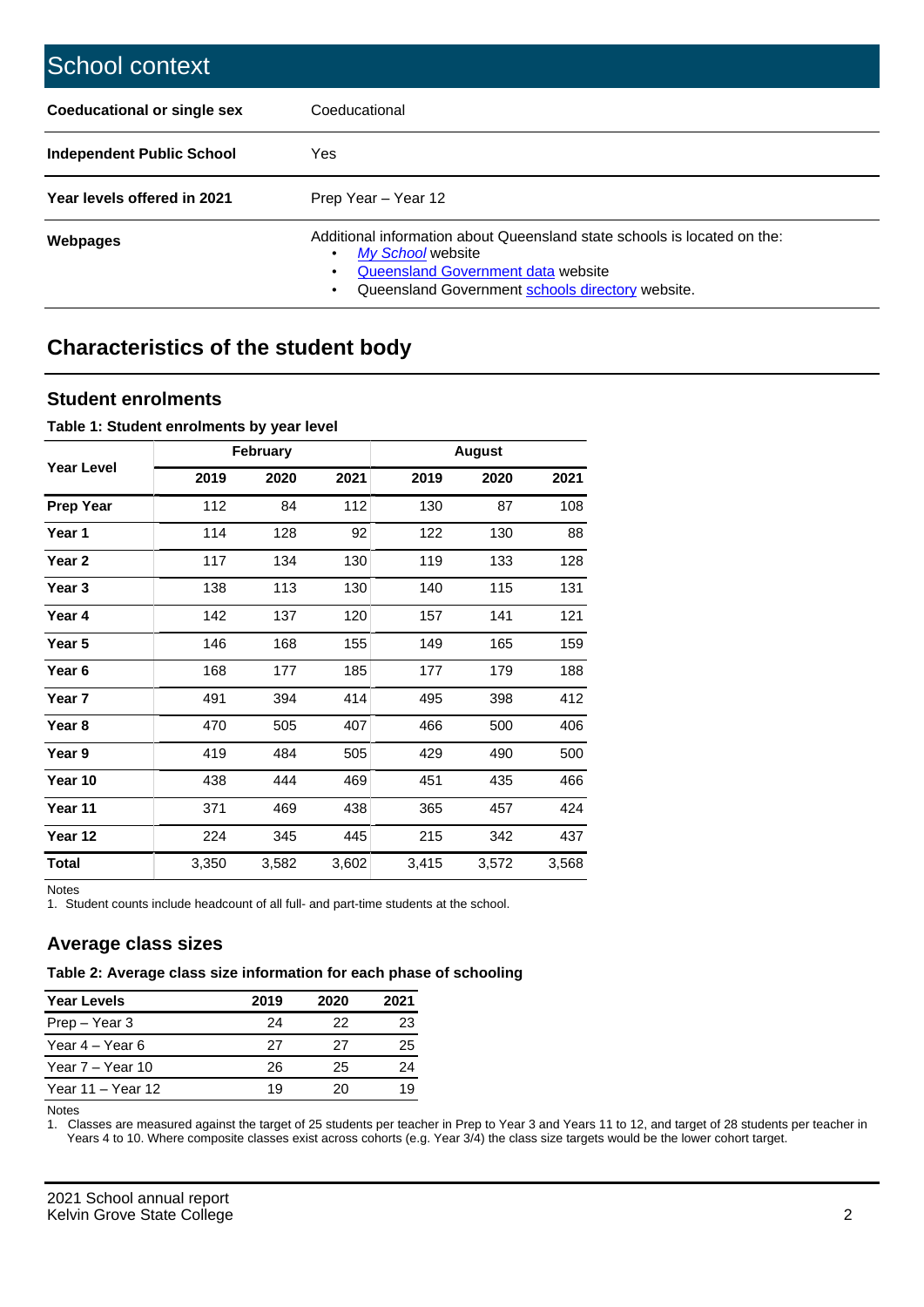## School context

| | |
|---|---|
| **Coeducational or single sex** | Coeducational |
| **Independent Public School** | Yes |
| **Year levels offered in 2021** | Prep Year – Year 12 |
| **Webpages** | Additional information about Queensland state schools is located on the:<br>• *My School* website<br>• Queensland Government data website<br>• Queensland Government schools directory website. |

## Characteristics of the student body

### Student enrolments

**Table 1: Student enrolments by year level**

| Year Level | February | | | August | | |
|---|---|---|---|---|---|---|
| | 2019 | 2020 | 2021 | 2019 | 2020 | 2021 |
| **Prep Year** | 112 | 84 | 112 | 130 | 87 | 108 |
| **Year 1** | 114 | 128 | 92 | 122 | 130 | 88 |
| **Year 2** | 117 | 134 | 130 | 119 | 133 | 128 |
| **Year 3** | 138 | 113 | 130 | 140 | 115 | 131 |
| **Year 4** | 142 | 137 | 120 | 157 | 141 | 121 |
| **Year 5** | 146 | 168 | 155 | 149 | 165 | 159 |
| **Year 6** | 168 | 177 | 185 | 177 | 179 | 188 |
| **Year 7** | 491 | 394 | 414 | 495 | 398 | 412 |
| **Year 8** | 470 | 505 | 407 | 466 | 500 | 406 |
| **Year 9** | 419 | 484 | 505 | 429 | 490 | 500 |
| **Year 10** | 438 | 444 | 469 | 451 | 435 | 466 |
| **Year 11** | 371 | 469 | 438 | 365 | 457 | 424 |
| **Year 12** | 224 | 345 | 445 | 215 | 342 | 437 |
| **Total** | 3,350 | 3,582 | 3,602 | 3,415 | 3,572 | 3,568 |

Notes

1. Student counts include headcount of all full- and part-time students at the school.

### Average class sizes

**Table 2: Average class size information for each phase of schooling**

| Year Levels | 2019 | 2020 | 2021 |
|---|---|---|---|
| Prep – Year 3 | 24 | 22 | 23 |
| Year 4 – Year 6 | 27 | 27 | 25 |
| Year 7 – Year 10 | 26 | 25 | 24 |
| Year 11 – Year 12 | 19 | 20 | 19 |

Notes

1. Classes are measured against the target of 25 students per teacher in Prep to Year 3 and Years 11 to 12, and target of 28 students per teacher in Years 4 to 10. Where composite classes exist across cohorts (e.g. Year 3/4) the class size targets would be the lower cohort target.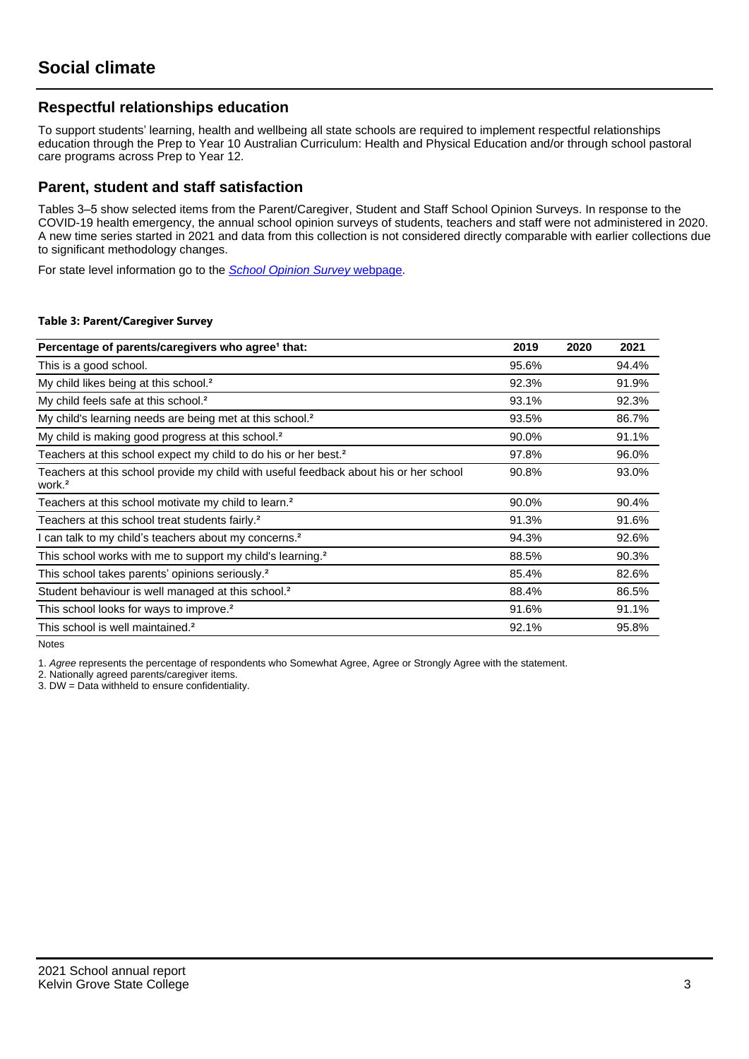# Social climate

## Respectful relationships education

To support students' learning, health and wellbeing all state schools are required to implement respectful relationships education through the Prep to Year 10 Australian Curriculum: Health and Physical Education and/or through school pastoral care programs across Prep to Year 12.

## Parent, student and staff satisfaction

Tables 3–5 show selected items from the Parent/Caregiver, Student and Staff School Opinion Surveys. In response to the COVID-19 health emergency, the annual school opinion surveys of students, teachers and staff were not administered in 2020. A new time series started in 2021 and data from this collection is not considered directly comparable with earlier collections due to significant methodology changes.

For state level information go to the *School Opinion Survey* webpage.

**Table 3: Parent/Caregiver Survey**

| Percentage of parents/caregivers who agree[1] that: | 2019 | 2020 | 2021 |
|---|---|---|---|
| This is a good school. | 95.6% | | 94.4% |
| My child likes being at this school.[2] | 92.3% | | 91.9% |
| My child feels safe at this school.[2] | 93.1% | | 92.3% |
| My child's learning needs are being met at this school.[2] | 93.5% | | 86.7% |
| My child is making good progress at this school.[2] | 90.0% | | 91.1% |
| Teachers at this school expect my child to do his or her best.[2] | 97.8% | | 96.0% |
| Teachers at this school provide my child with useful feedback about his or her school work.[2] | 90.8% | | 93.0% |
| Teachers at this school motivate my child to learn.[2] | 90.0% | | 90.4% |
| Teachers at this school treat students fairly.[2] | 91.3% | | 91.6% |
| I can talk to my child's teachers about my concerns.[2] | 94.3% | | 92.6% |
| This school works with me to support my child's learning.[2] | 88.5% | | 90.3% |
| This school takes parents' opinions seriously.[2] | 85.4% | | 82.6% |
| Student behaviour is well managed at this school.[2] | 88.4% | | 86.5% |
| This school looks for ways to improve.[2] | 91.6% | | 91.1% |
| This school is well maintained.[2] | 92.1% | | 95.8% |

Notes

1. *Agree* represents the percentage of respondents who Somewhat Agree, Agree or Strongly Agree with the statement.
2. Nationally agreed parents/caregiver items.
3. DW = Data withheld to ensure confidentiality.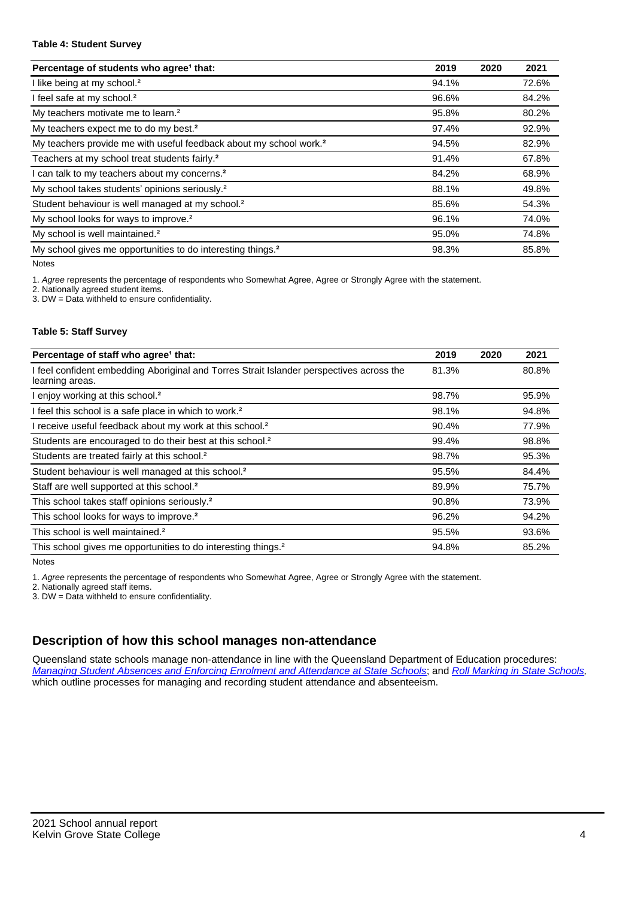**Table 4: Student Survey**

| Percentage of students who agree[1] that: | 2019 | 2020 | 2021 |
|---|---|---|---|
| I like being at my school.[2] | 94.1% | | 72.6% |
| I feel safe at my school.[2] | 96.6% | | 84.2% |
| My teachers motivate me to learn.[2] | 95.8% | | 80.2% |
| My teachers expect me to do my best.[2] | 97.4% | | 92.9% |
| My teachers provide me with useful feedback about my school work.[2] | 94.5% | | 82.9% |
| Teachers at my school treat students fairly.[2] | 91.4% | | 67.8% |
| I can talk to my teachers about my concerns.[2] | 84.2% | | 68.9% |
| My school takes students' opinions seriously.[2] | 88.1% | | 49.8% |
| Student behaviour is well managed at my school.[2] | 85.6% | | 54.3% |
| My school looks for ways to improve.[2] | 96.1% | | 74.0% |
| My school is well maintained.[2] | 95.0% | | 74.8% |
| My school gives me opportunities to do interesting things.[2] | 98.3% | | 85.8% |

Notes

1. *Agree* represents the percentage of respondents who Somewhat Agree, Agree or Strongly Agree with the statement.
2. Nationally agreed student items.
3. DW = Data withheld to ensure confidentiality.

**Table 5: Staff Survey**

| Percentage of staff who agree[1] that: | 2019 | 2020 | 2021 |
|---|---|---|---|
| I feel confident embedding Aboriginal and Torres Strait Islander perspectives across the learning areas. | 81.3% | | 80.8% |
| I enjoy working at this school.[2] | 98.7% | | 95.9% |
| I feel this school is a safe place in which to work.[2] | 98.1% | | 94.8% |
| I receive useful feedback about my work at this school.[2] | 90.4% | | 77.9% |
| Students are encouraged to do their best at this school.[2] | 99.4% | | 98.8% |
| Students are treated fairly at this school.[2] | 98.7% | | 95.3% |
| Student behaviour is well managed at this school.[2] | 95.5% | | 84.4% |
| Staff are well supported at this school.[2] | 89.9% | | 75.7% |
| This school takes staff opinions seriously.[2] | 90.8% | | 73.9% |
| This school looks for ways to improve.[2] | 96.2% | | 94.2% |
| This school is well maintained.[2] | 95.5% | | 93.6% |
| This school gives me opportunities to do interesting things.[2] | 94.8% | | 85.2% |

Notes

1. *Agree* represents the percentage of respondents who Somewhat Agree, Agree or Strongly Agree with the statement.
2. Nationally agreed staff items.
3. DW = Data withheld to ensure confidentiality.

## Description of how this school manages non-attendance

Queensland state schools manage non-attendance in line with the Queensland Department of Education procedures: *Managing Student Absences and Enforcing Enrolment and Attendance at State Schools*; and *Roll Marking in State Schools*, which outline processes for managing and recording student attendance and absenteeism.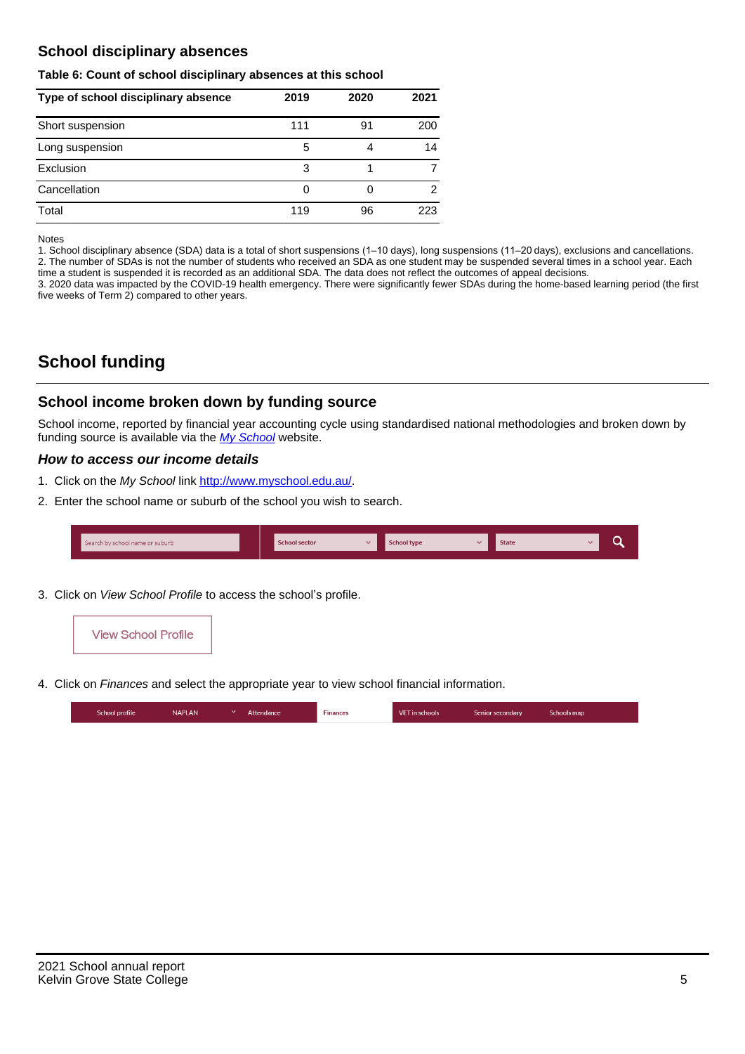## School disciplinary absences

**Table 6: Count of school disciplinary absences at this school**

| Type of school disciplinary absence | 2019 | 2020 | 2021 |
|---|---|---|---|
| Short suspension | 111 | 91 | 200 |
| Long suspension | 5 | 4 | 14 |
| Exclusion | 3 | 1 | 7 |
| Cancellation | 0 | 0 | 2 |
| Total | 119 | 96 | 223 |

Notes
1. School disciplinary absence (SDA) data is a total of short suspensions (1–10 days), long suspensions (11–20 days), exclusions and cancellations.
2. The number of SDAs is not the number of students who received an SDA as one student may be suspended several times in a school year. Each time a student is suspended it is recorded as an additional SDA. The data does not reflect the outcomes of appeal decisions.
3. 2020 data was impacted by the COVID-19 health emergency. There were significantly fewer SDAs during the home-based learning period (the first five weeks of Term 2) compared to other years.

# School funding

## School income broken down by funding source

School income, reported by financial year accounting cycle using standardised national methodologies and broken down by funding source is available via the *My School* website.

### *How to access our income details*

1. Click on the *My School* link http://www.myschool.edu.au/.
2. Enter the school name or suburb of the school you wish to search.

Search by school name or suburb | School sector | School type | State

3. Click on *View School Profile* to access the school's profile.

View School Profile

4. Click on *Finances* and select the appropriate year to view school financial information.

School profile | NAPLAN | Attendance | Finances | VET in schools | Senior secondary | Schools map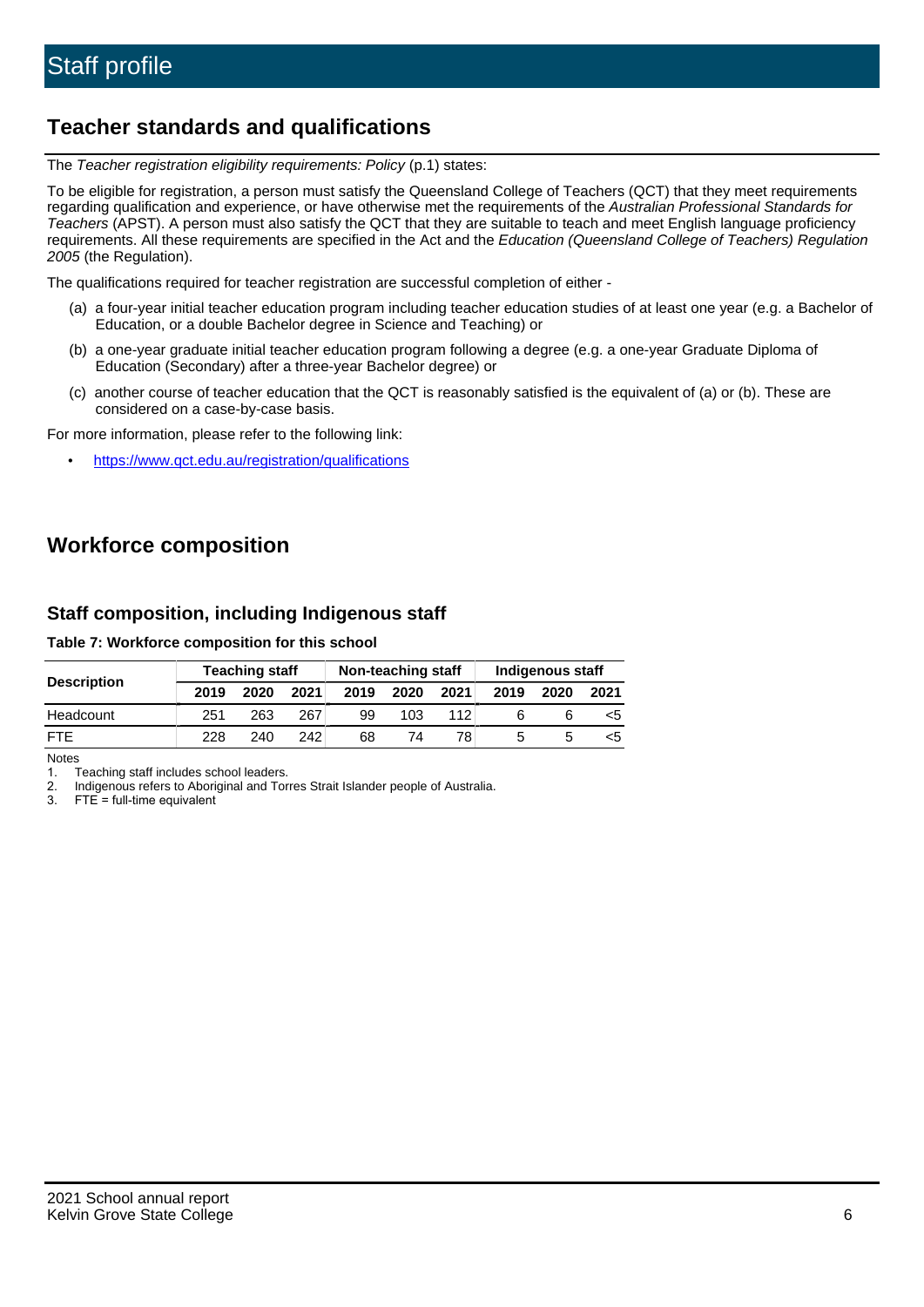# Staff profile

## Teacher standards and qualifications

The *Teacher registration eligibility requirements: Policy* (p.1) states:

To be eligible for registration, a person must satisfy the Queensland College of Teachers (QCT) that they meet requirements regarding qualification and experience, or have otherwise met the requirements of the *Australian Professional Standards for Teachers* (APST). A person must also satisfy the QCT that they are suitable to teach and meet English language proficiency requirements. All these requirements are specified in the Act and the *Education (Queensland College of Teachers) Regulation 2005* (the Regulation).

The qualifications required for teacher registration are successful completion of either -

(a) a four-year initial teacher education program including teacher education studies of at least one year (e.g. a Bachelor of Education, or a double Bachelor degree in Science and Teaching) or

(b) a one-year graduate initial teacher education program following a degree (e.g. a one-year Graduate Diploma of Education (Secondary) after a three-year Bachelor degree) or

(c) another course of teacher education that the QCT is reasonably satisfied is the equivalent of (a) or (b). These are considered on a case-by-case basis.

For more information, please refer to the following link:

- https://www.qct.edu.au/registration/qualifications

## Workforce composition

### Staff composition, including Indigenous staff

**Table 7: Workforce composition for this school**

| Description | Teaching staff | | | Non-teaching staff | | | Indigenous staff | | |
|---|---|---|---|---|---|---|---|---|---|
| | 2019 | 2020 | 2021 | 2019 | 2020 | 2021 | 2019 | 2020 | 2021 |
| Headcount | 251 | 263 | 267 | 99 | 103 | 112 | 6 | 6 | <5 |
| FTE | 228 | 240 | 242 | 68 | 74 | 78 | 5 | 5 | <5 |

Notes

1. Teaching staff includes school leaders.
2. Indigenous refers to Aboriginal and Torres Strait Islander people of Australia.
3. FTE = full-time equivalent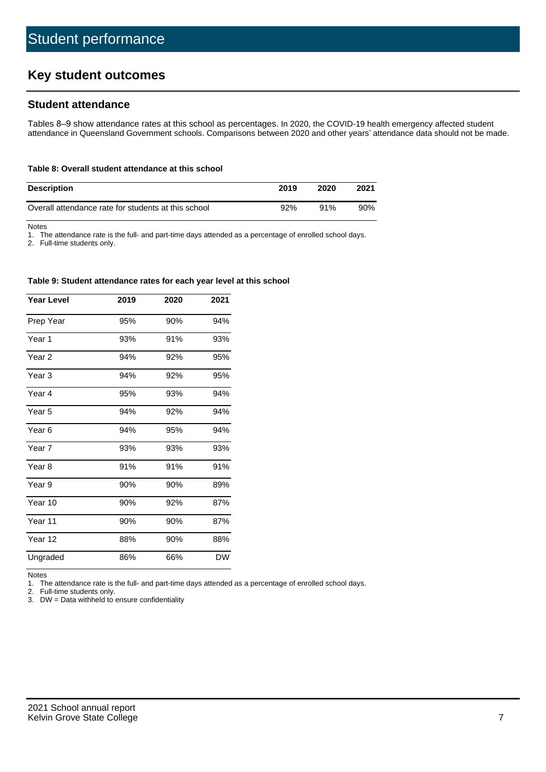# Student performance

## Key student outcomes

### Student attendance

Tables 8–9 show attendance rates at this school as percentages. In 2020, the COVID-19 health emergency affected student attendance in Queensland Government schools. Comparisons between 2020 and other years' attendance data should not be made.

**Table 8: Overall student attendance at this school**

| Description | 2019 | 2020 | 2021 |
|---|---|---|---|
| Overall attendance rate for students at this school | 92% | 91% | 90% |

Notes
1. The attendance rate is the full- and part-time days attended as a percentage of enrolled school days.
2. Full-time students only.

**Table 9: Student attendance rates for each year level at this school**

| Year Level | 2019 | 2020 | 2021 |
|---|---|---|---|
| Prep Year | 95% | 90% | 94% |
| Year 1 | 93% | 91% | 93% |
| Year 2 | 94% | 92% | 95% |
| Year 3 | 94% | 92% | 95% |
| Year 4 | 95% | 93% | 94% |
| Year 5 | 94% | 92% | 94% |
| Year 6 | 94% | 95% | 94% |
| Year 7 | 93% | 93% | 93% |
| Year 8 | 91% | 91% | 91% |
| Year 9 | 90% | 90% | 89% |
| Year 10 | 90% | 92% | 87% |
| Year 11 | 90% | 90% | 87% |
| Year 12 | 88% | 90% | 88% |
| Ungraded | 86% | 66% | DW |

Notes
1. The attendance rate is the full- and part-time days attended as a percentage of enrolled school days.
2. Full-time students only.
3. DW = Data withheld to ensure confidentiality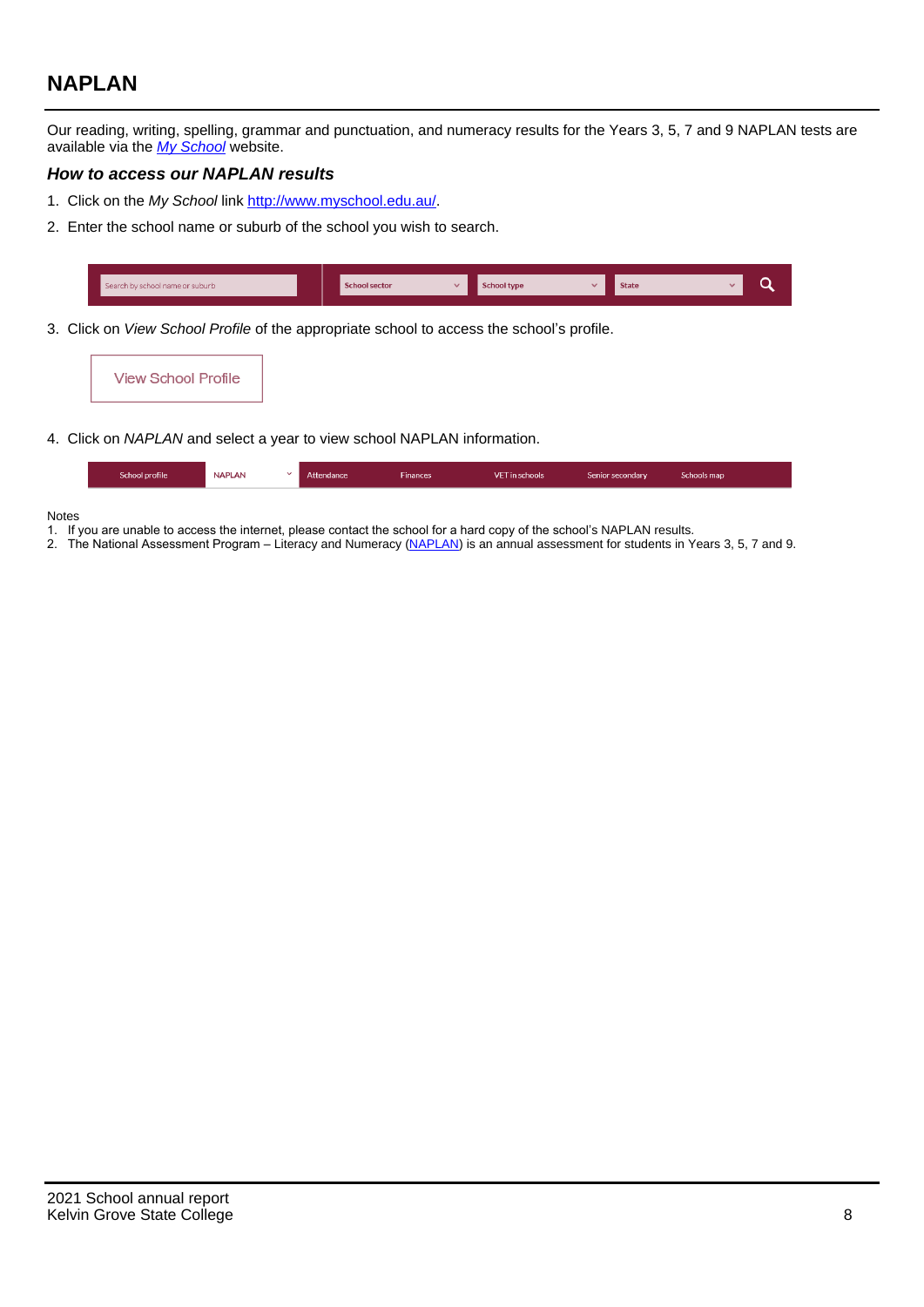## NAPLAN

Our reading, writing, spelling, grammar and punctuation, and numeracy results for the Years 3, 5, 7 and 9 NAPLAN tests are available via the *My School* website.

### *How to access our NAPLAN results*

1. Click on the *My School* link http://www.myschool.edu.au/.
2. Enter the school name or suburb of the school you wish to search.

| Search by school name or suburb | School sector | School type | State |
|---|---|---|---|

3. Click on *View School Profile* of the appropriate school to access the school's profile.

View School Profile

4. Click on *NAPLAN* and select a year to view school NAPLAN information.

| School profile | NAPLAN | Attendance | Finances | VET in schools | Senior secondary | Schools map |
|---|---|---|---|---|---|---|

Notes

1. If you are unable to access the internet, please contact the school for a hard copy of the school's NAPLAN results.
2. The National Assessment Program – Literacy and Numeracy (NAPLAN) is an annual assessment for students in Years 3, 5, 7 and 9.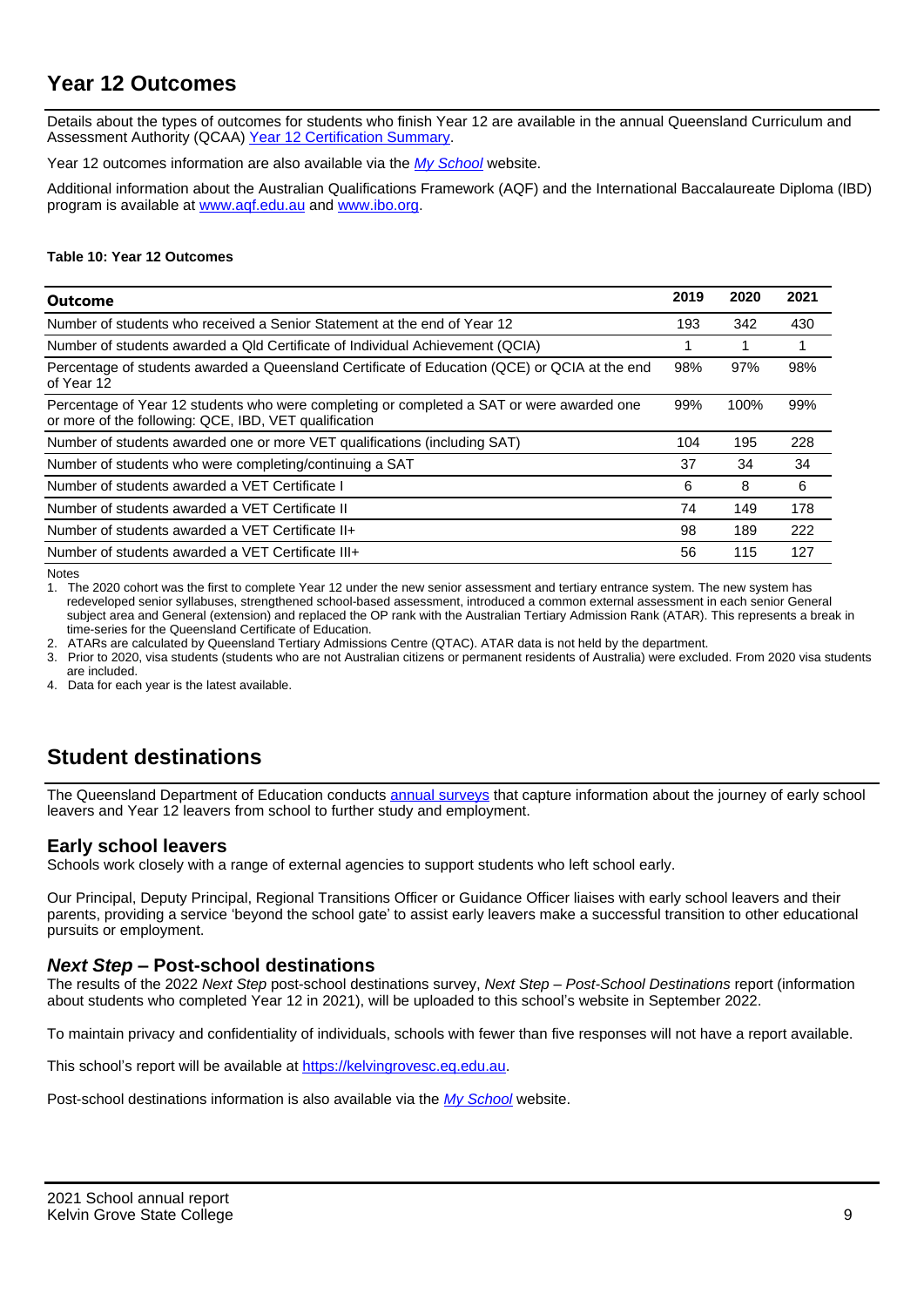## Year 12 Outcomes

Details about the types of outcomes for students who finish Year 12 are available in the annual Queensland Curriculum and Assessment Authority (QCAA) Year 12 Certification Summary.

Year 12 outcomes information are also available via the *My School* website.

Additional information about the Australian Qualifications Framework (AQF) and the International Baccalaureate Diploma (IBD) program is available at www.aqf.edu.au and www.ibo.org.

**Table 10: Year 12 Outcomes**

| Outcome | 2019 | 2020 | 2021 |
|---|---|---|---|
| Number of students who received a Senior Statement at the end of Year 12 | 193 | 342 | 430 |
| Number of students awarded a Qld Certificate of Individual Achievement (QCIA) | 1 | 1 | 1 |
| Percentage of students awarded a Queensland Certificate of Education (QCE) or QCIA at the end of Year 12 | 98% | 97% | 98% |
| Percentage of Year 12 students who were completing or completed a SAT or were awarded one or more of the following: QCE, IBD, VET qualification | 99% | 100% | 99% |
| Number of students awarded one or more VET qualifications (including SAT) | 104 | 195 | 228 |
| Number of students who were completing/continuing a SAT | 37 | 34 | 34 |
| Number of students awarded a VET Certificate I | 6 | 8 | 6 |
| Number of students awarded a VET Certificate II | 74 | 149 | 178 |
| Number of students awarded a VET Certificate II+ | 98 | 189 | 222 |
| Number of students awarded a VET Certificate III+ | 56 | 115 | 127 |

Notes

1. The 2020 cohort was the first to complete Year 12 under the new senior assessment and tertiary entrance system. The new system has redeveloped senior syllabuses, strengthened school-based assessment, introduced a common external assessment in each senior General subject area and General (extension) and replaced the OP rank with the Australian Tertiary Admission Rank (ATAR). This represents a break in time-series for the Queensland Certificate of Education.
2. ATARs are calculated by Queensland Tertiary Admissions Centre (QTAC). ATAR data is not held by the department.
3. Prior to 2020, visa students (students who are not Australian citizens or permanent residents of Australia) were excluded. From 2020 visa students are included.
4. Data for each year is the latest available.

## Student destinations

The Queensland Department of Education conducts annual surveys that capture information about the journey of early school leavers and Year 12 leavers from school to further study and employment.

### Early school leavers

Schools work closely with a range of external agencies to support students who left school early.

Our Principal, Deputy Principal, Regional Transitions Officer or Guidance Officer liaises with early school leavers and their parents, providing a service 'beyond the school gate' to assist early leavers make a successful transition to other educational pursuits or employment.

### *Next Step* – Post-school destinations

The results of the 2022 *Next Step* post-school destinations survey, *Next Step – Post-School Destinations* report (information about students who completed Year 12 in 2021), will be uploaded to this school's website in September 2022.

To maintain privacy and confidentiality of individuals, schools with fewer than five responses will not have a report available.

This school's report will be available at https://kelvingrovesc.eq.edu.au.

Post-school destinations information is also available via the *My School* website.